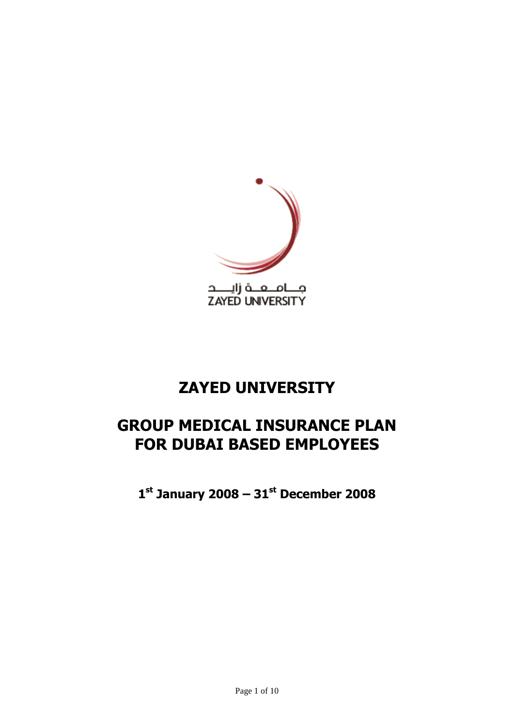جـــامـــعـــة زايـــــد
ZAYED UNIVERSITY

# ZAYED UNIVERSITY

# GROUP MEDICAL INSURANCE PLAN FOR DUBAI BASED EMPLOYEES

**1st January 2008 – 31st December 2008**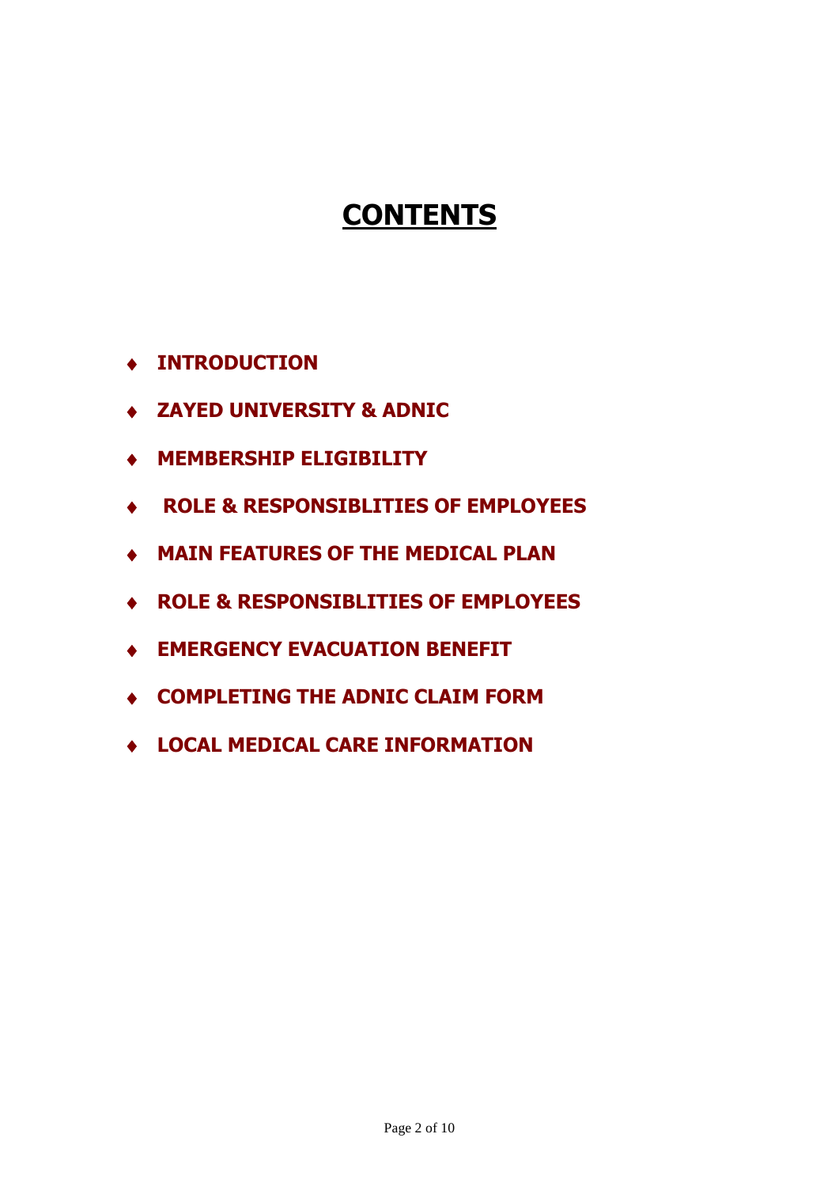# CONTENTS

- **INTRODUCTION**
- **ZAYED UNIVERSITY & ADNIC**
- **MEMBERSHIP ELIGIBILITY**
- **ROLE & RESPONSIBLITIES OF EMPLOYEES**
- **MAIN FEATURES OF THE MEDICAL PLAN**
- **ROLE & RESPONSIBLITIES OF EMPLOYEES**
- **EMERGENCY EVACUATION BENEFIT**
- **COMPLETING THE ADNIC CLAIM FORM**
- **LOCAL MEDICAL CARE INFORMATION**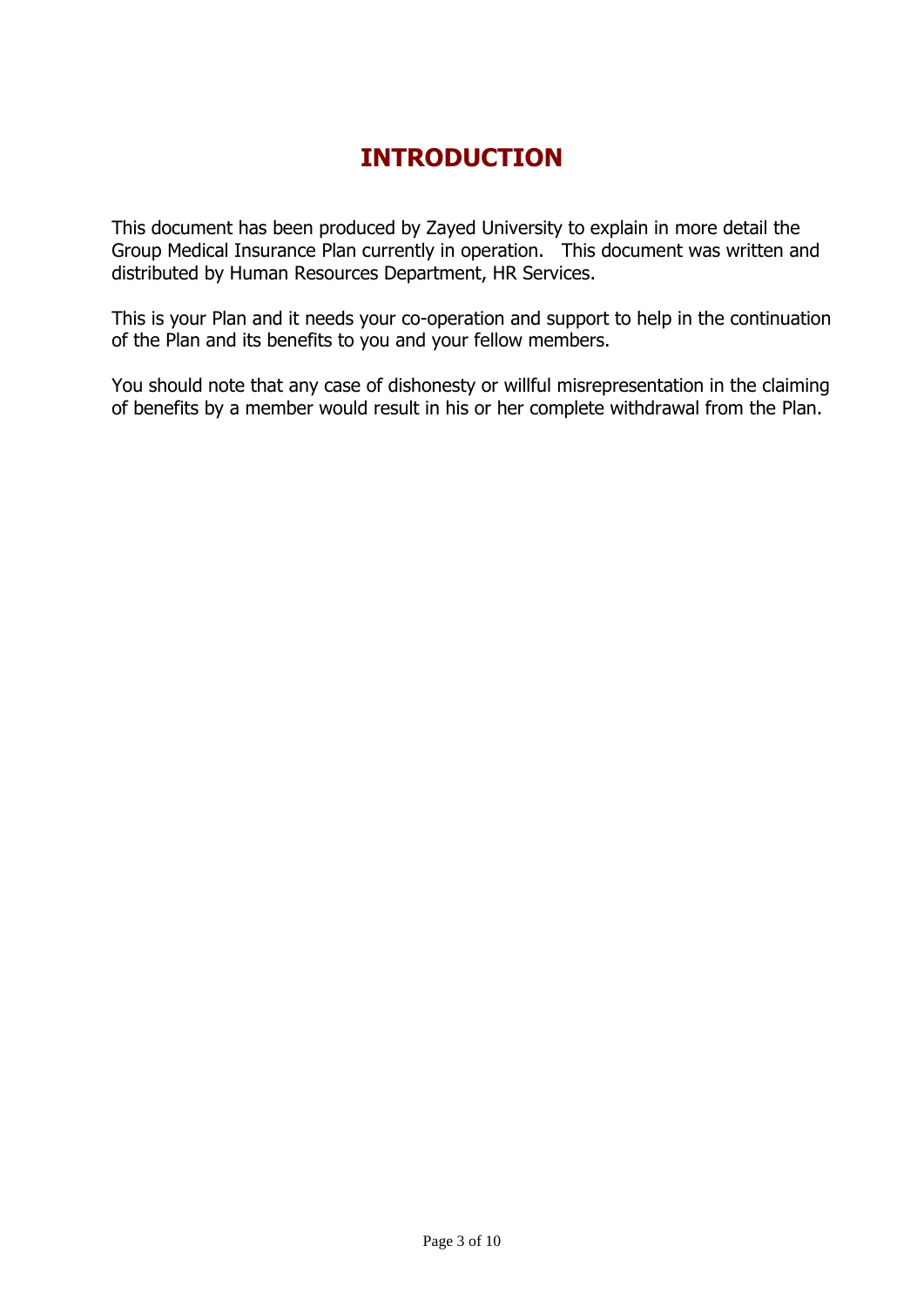# INTRODUCTION

This document has been produced by Zayed University to explain in more detail the Group Medical Insurance Plan currently in operation. This document was written and distributed by Human Resources Department, HR Services.

This is your Plan and it needs your co-operation and support to help in the continuation of the Plan and its benefits to you and your fellow members.

You should note that any case of dishonesty or willful misrepresentation in the claiming of benefits by a member would result in his or her complete withdrawal from the Plan.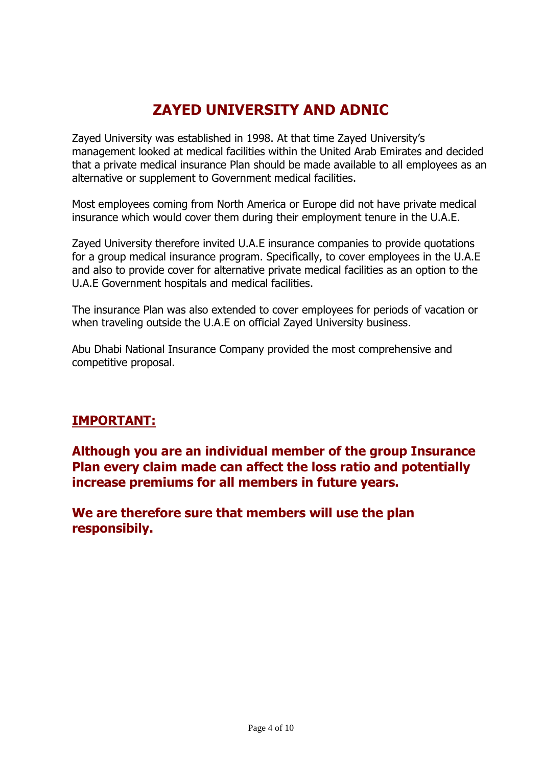# ZAYED UNIVERSITY AND ADNIC

Zayed University was established in 1998. At that time Zayed University's management looked at medical facilities within the United Arab Emirates and decided that a private medical insurance Plan should be made available to all employees as an alternative or supplement to Government medical facilities.

Most employees coming from North America or Europe did not have private medical insurance which would cover them during their employment tenure in the U.A.E.

Zayed University therefore invited U.A.E insurance companies to provide quotations for a group medical insurance program. Specifically, to cover employees in the U.A.E and also to provide cover for alternative private medical facilities as an option to the U.A.E Government hospitals and medical facilities.

The insurance Plan was also extended to cover employees for periods of vacation or when traveling outside the U.A.E on official Zayed University business.

Abu Dhabi National Insurance Company provided the most comprehensive and competitive proposal.

## IMPORTANT:

**Although you are an individual member of the group Insurance Plan every claim made can affect the loss ratio and potentially increase premiums for all members in future years.**

**We are therefore sure that members will use the plan responsibily.**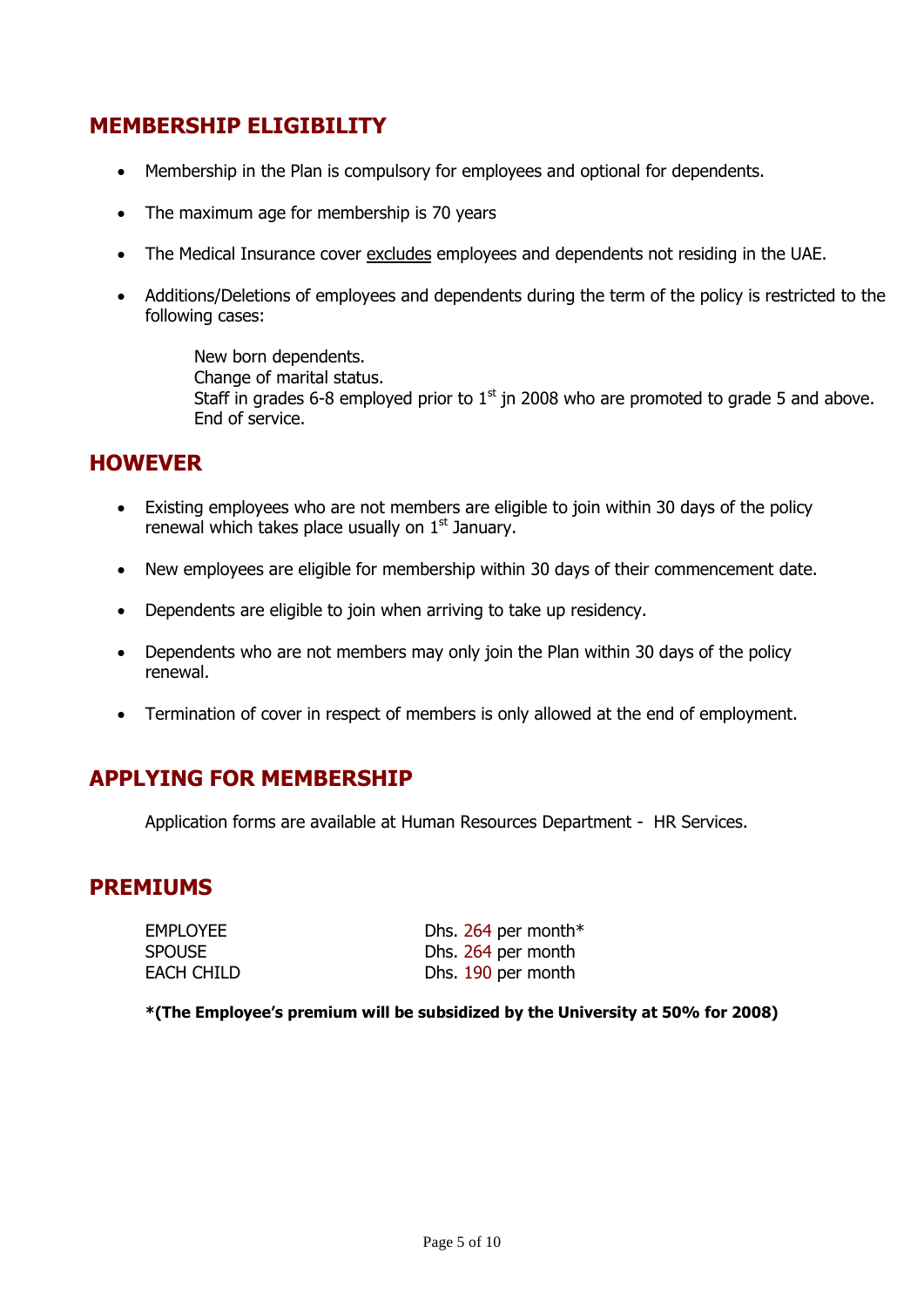## MEMBERSHIP ELIGIBILITY

- Membership in the Plan is compulsory for employees and optional for dependents.
- The maximum age for membership is 70 years
- The Medical Insurance cover excludes employees and dependents not residing in the UAE.
- Additions/Deletions of employees and dependents during the term of the policy is restricted to the following cases:

  New born dependents.
  Change of marital status.
  Staff in grades 6-8 employed prior to 1st jn 2008 who are promoted to grade 5 and above.
  End of service.

## HOWEVER

- Existing employees who are not members are eligible to join within 30 days of the policy renewal which takes place usually on 1st January.
- New employees are eligible for membership within 30 days of their commencement date.
- Dependents are eligible to join when arriving to take up residency.
- Dependents who are not members may only join the Plan within 30 days of the policy renewal.
- Termination of cover in respect of members is only allowed at the end of employment.

## APPLYING FOR MEMBERSHIP

Application forms are available at Human Resources Department - HR Services.

## PREMIUMS

| | |
|---|---|
| EMPLOYEE | Dhs. 264 per month* |
| SPOUSE | Dhs. 264 per month |
| EACH CHILD | Dhs. 190 per month |

**\*(The Employee's premium will be subsidized by the University at 50% for 2008)**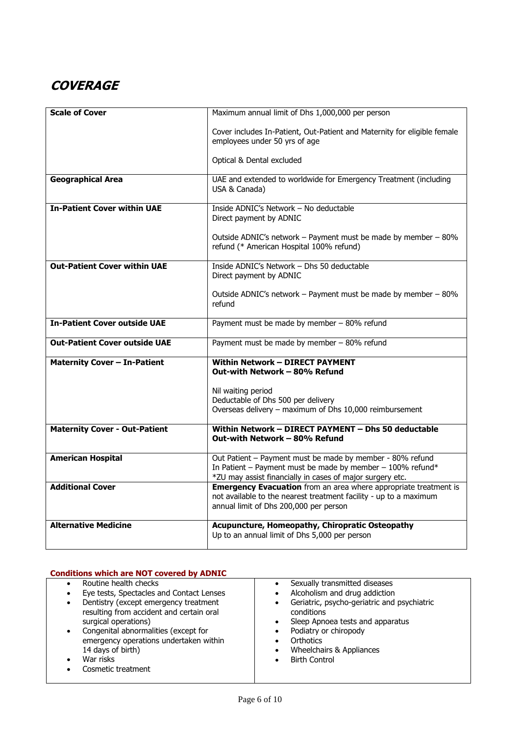# COVERAGE

| Scale of Cover | Maximum annual limit of Dhs 1,000,000 per person<br><br>Cover includes In-Patient, Out-Patient and Maternity for eligible female employees under 50 yrs of age<br><br>Optical & Dental excluded |
|---|---|
| **Geographical Area** | UAE and extended to worldwide for Emergency Treatment (including USA & Canada) |
| **In-Patient Cover within UAE** | Inside ADNIC's Network – No deductable<br>Direct payment by ADNIC<br><br>Outside ADNIC's network – Payment must be made by member – 80% refund (* American Hospital 100% refund) |
| **Out-Patient Cover within UAE** | Inside ADNIC's Network – Dhs 50 deductable<br>Direct payment by ADNIC<br><br>Outside ADNIC's network – Payment must be made by member – 80% refund |
| **In-Patient Cover outside UAE** | Payment must be made by member – 80% refund |
| **Out-Patient Cover outside UAE** | Payment must be made by member – 80% refund |
| **Maternity Cover – In-Patient** | **Within Network – DIRECT PAYMENT**<br>**Out-with Network – 80% Refund**<br><br>Nil waiting period<br>Deductable of Dhs 500 per delivery<br>Overseas delivery – maximum of Dhs 10,000 reimbursement |
| **Maternity Cover - Out-Patient** | **Within Network – DIRECT PAYMENT – Dhs 50 deductable**<br>**Out-with Network – 80% Refund** |
| **American Hospital** | Out Patient – Payment must be made by member - 80% refund<br>In Patient – Payment must be made by member – 100% refund*<br>*ZU may assist financially in cases of major surgery etc. |
| **Additional Cover** | **Emergency Evacuation** from an area where appropriate treatment is not available to the nearest treatment facility - up to a maximum annual limit of Dhs 200,000 per person |
| **Alternative Medicine** | **Acupuncture, Homeopathy, Chiropratic Osteopathy**<br>Up to an annual limit of Dhs 5,000 per person |

**Conditions which are NOT covered by ADNIC**

- Routine health checks
- Eye tests, Spectacles and Contact Lenses
- Dentistry (except emergency treatment resulting from accident and certain oral surgical operations)
- Congenital abnormalities (except for emergency operations undertaken within 14 days of birth)
- War risks
- Cosmetic treatment
- Sexually transmitted diseases
- Alcoholism and drug addiction
- Geriatric, psycho-geriatric and psychiatric conditions
- Sleep Apnoea tests and apparatus
- Podiatry or chiropody
- Orthotics
- Wheelchairs & Appliances
- Birth Control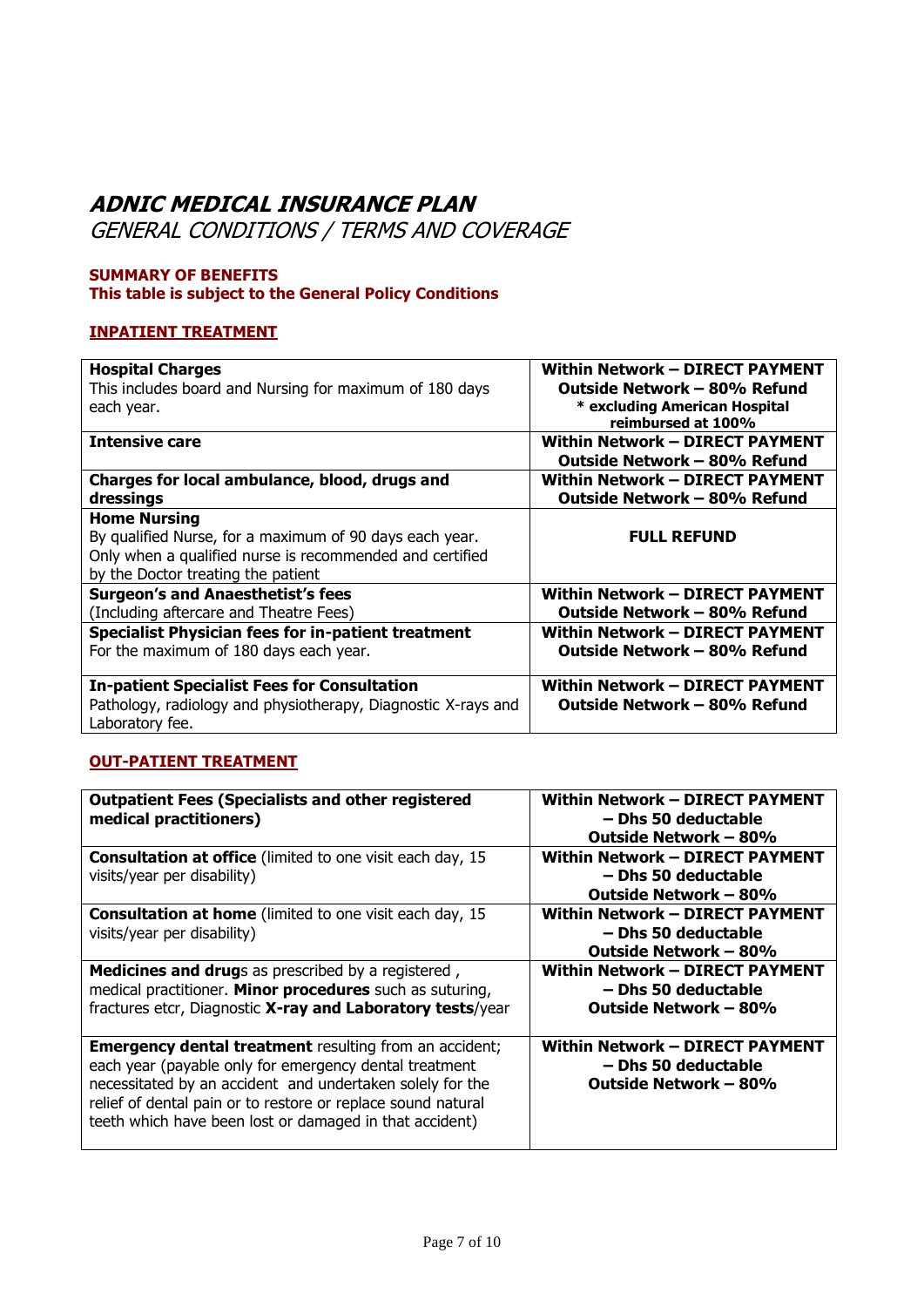# *ADNIC MEDICAL INSURANCE PLAN*

## *GENERAL CONDITIONS / TERMS AND COVERAGE*

**SUMMARY OF BENEFITS**
**This table is subject to the General Policy Conditions**

### INPATIENT TREATMENT

| | |
|---|---|
| **Hospital Charges**<br>This includes board and Nursing for maximum of 180 days each year. | **Within Network – DIRECT PAYMENT**<br>**Outside Network – 80% Refund**<br>**\* excluding American Hospital reimbursed at 100%** |
| **Intensive care** | **Within Network – DIRECT PAYMENT**<br>**Outside Network – 80% Refund** |
| **Charges for local ambulance, blood, drugs and dressings** | **Within Network – DIRECT PAYMENT**<br>**Outside Network – 80% Refund** |
| **Home Nursing**<br>By qualified Nurse, for a maximum of 90 days each year. Only when a qualified nurse is recommended and certified by the Doctor treating the patient | **FULL REFUND** |
| **Surgeon's and Anaesthetist's fees**<br>(Including aftercare and Theatre Fees) | **Within Network – DIRECT PAYMENT**<br>**Outside Network – 80% Refund** |
| **Specialist Physician fees for in-patient treatment**<br>For the maximum of 180 days each year. | **Within Network – DIRECT PAYMENT**<br>**Outside Network – 80% Refund** |
| **In-patient Specialist Fees for Consultation**<br>Pathology, radiology and physiotherapy, Diagnostic X-rays and Laboratory fee. | **Within Network – DIRECT PAYMENT**<br>**Outside Network – 80% Refund** |

### OUT-PATIENT TREATMENT

| | |
|---|---|
| **Outpatient Fees (Specialists and other registered medical practitioners)** | **Within Network – DIRECT PAYMENT – Dhs 50 deductable**<br>**Outside Network – 80%** |
| **Consultation at office** (limited to one visit each day, 15 visits/year per disability) | **Within Network – DIRECT PAYMENT – Dhs 50 deductable**<br>**Outside Network – 80%** |
| **Consultation at home** (limited to one visit each day, 15 visits/year per disability) | **Within Network – DIRECT PAYMENT – Dhs 50 deductable**<br>**Outside Network – 80%** |
| **Medicines and drug**s as prescribed by a registered , medical practitioner. **Minor procedures** such as suturing, fractures etcr, Diagnostic **X-ray and Laboratory tests**/year | **Within Network – DIRECT PAYMENT – Dhs 50 deductable**<br>**Outside Network – 80%** |
| **Emergency dental treatment** resulting from an accident; each year (payable only for emergency dental treatment necessitated by an accident and undertaken solely for the relief of dental pain or to restore or replace sound natural teeth which have been lost or damaged in that accident) | **Within Network – DIRECT PAYMENT – Dhs 50 deductable**<br>**Outside Network – 80%** |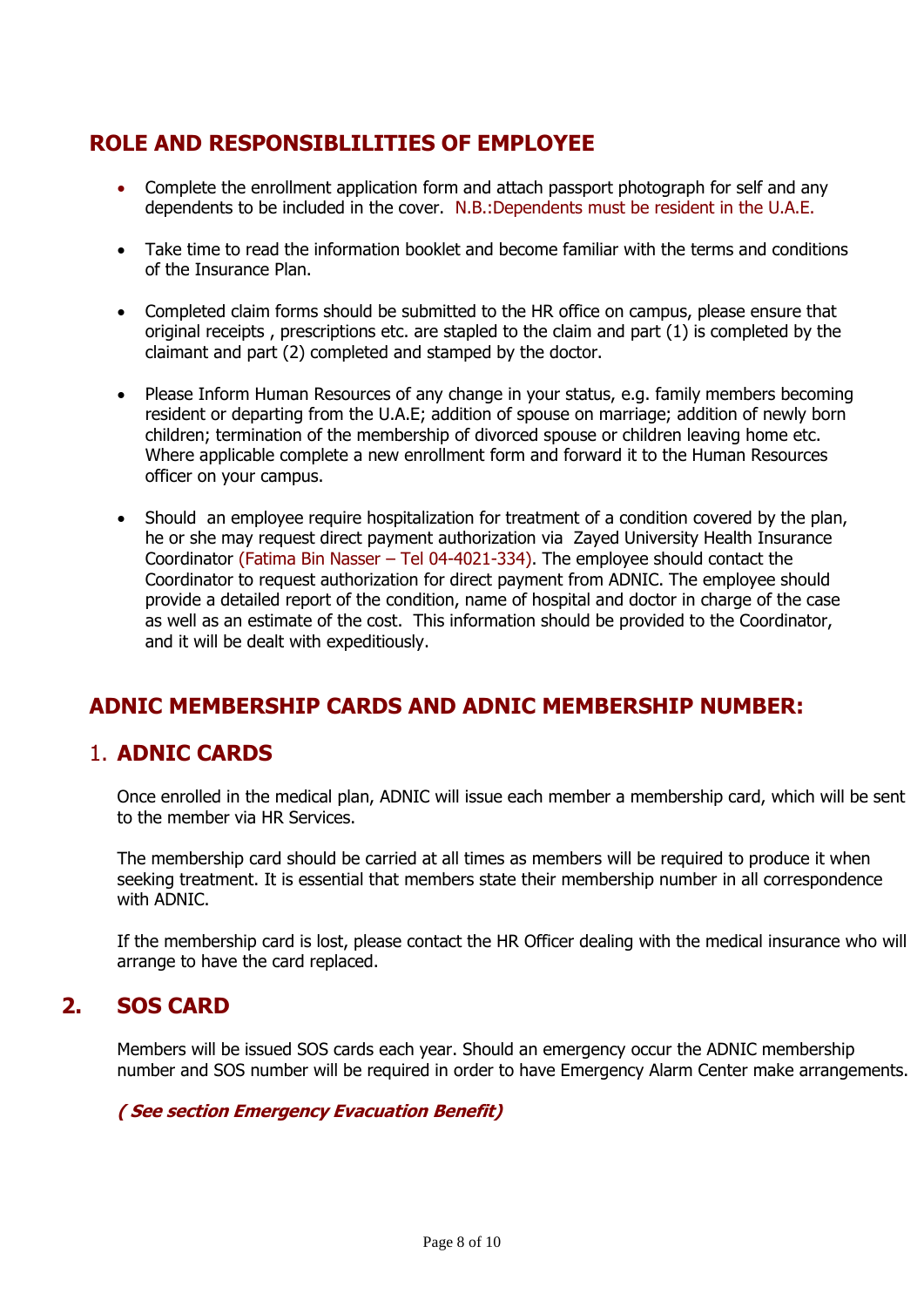## ROLE AND RESPONSIBLILITIES OF EMPLOYEE

- Complete the enrollment application form and attach passport photograph for self and any dependents to be included in the cover. N.B.:Dependents must be resident in the U.A.E.

- Take time to read the information booklet and become familiar with the terms and conditions of the Insurance Plan.

- Completed claim forms should be submitted to the HR office on campus, please ensure that original receipts , prescriptions etc. are stapled to the claim and part (1) is completed by the claimant and part (2) completed and stamped by the doctor.

- Please Inform Human Resources of any change in your status, e.g. family members becoming resident or departing from the U.A.E; addition of spouse on marriage; addition of newly born children; termination of the membership of divorced spouse or children leaving home etc. Where applicable complete a new enrollment form and forward it to the Human Resources officer on your campus.

- Should an employee require hospitalization for treatment of a condition covered by the plan, he or she may request direct payment authorization via Zayed University Health Insurance Coordinator (Fatima Bin Nasser – Tel 04-4021-334). The employee should contact the Coordinator to request authorization for direct payment from ADNIC. The employee should provide a detailed report of the condition, name of hospital and doctor in charge of the case as well as an estimate of the cost. This information should be provided to the Coordinator, and it will be dealt with expeditiously.

## ADNIC MEMBERSHIP CARDS AND ADNIC MEMBERSHIP NUMBER:

### 1. ADNIC CARDS

Once enrolled in the medical plan, ADNIC will issue each member a membership card, which will be sent to the member via HR Services.

The membership card should be carried at all times as members will be required to produce it when seeking treatment. It is essential that members state their membership number in all correspondence with ADNIC.

If the membership card is lost, please contact the HR Officer dealing with the medical insurance who will arrange to have the card replaced.

### 2. SOS CARD

Members will be issued SOS cards each year. Should an emergency occur the ADNIC membership number and SOS number will be required in order to have Emergency Alarm Center make arrangements.

***( See section Emergency Evacuation Benefit)***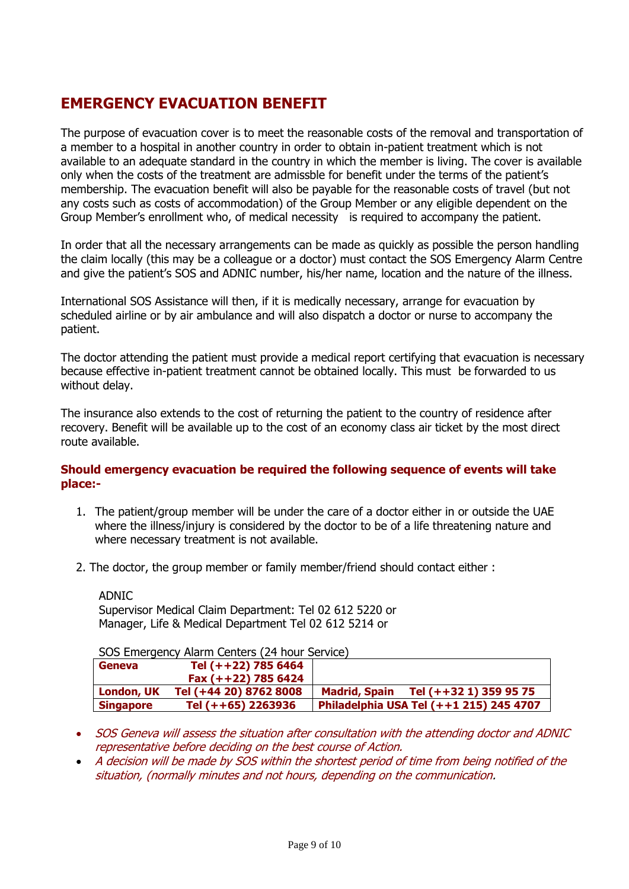## EMERGENCY EVACUATION BENEFIT

The purpose of evacuation cover is to meet the reasonable costs of the removal and transportation of a member to a hospital in another country in order to obtain in-patient treatment which is not available to an adequate standard in the country in which the member is living. The cover is available only when the costs of the treatment are admissble for benefit under the terms of the patient's membership. The evacuation benefit will also be payable for the reasonable costs of travel (but not any costs such as costs of accommodation) of the Group Member or any eligible dependent on the Group Member's enrollment who, of medical necessity is required to accompany the patient.

In order that all the necessary arrangements can be made as quickly as possible the person handling the claim locally (this may be a colleague or a doctor) must contact the SOS Emergency Alarm Centre and give the patient's SOS and ADNIC number, his/her name, location and the nature of the illness.

International SOS Assistance will then, if it is medically necessary, arrange for evacuation by scheduled airline or by air ambulance and will also dispatch a doctor or nurse to accompany the patient.

The doctor attending the patient must provide a medical report certifying that evacuation is necessary because effective in-patient treatment cannot be obtained locally. This must be forwarded to us without delay.

The insurance also extends to the cost of returning the patient to the country of residence after recovery. Benefit will be available up to the cost of an economy class air ticket by the most direct route available.

**Should emergency evacuation be required the following sequence of events will take place:-**

1. The patient/group member will be under the care of a doctor either in or outside the UAE where the illness/injury is considered by the doctor to be of a life threatening nature and where necessary treatment is not available.
2. The doctor, the group member or family member/friend should contact either :

   ADNIC
   Supervisor Medical Claim Department: Tel 02 612 5220 or
   Manager, Life & Medical Department Tel 02 612 5214 or

   SOS Emergency Alarm Centers (24 hour Service)

| | | | |
|---|---|---|---|
| **Geneva** | **Tel (++22) 785 6464**<br>**Fax (++22) 785 6424** | | |
| **London, UK** | **Tel (+44 20) 8762 8008** | **Madrid, Spain** | **Tel (++32 1) 359 95 75** |
| **Singapore** | **Tel (++65) 2263936** | **Philadelphia USA** | **Tel (++1 215) 245 4707** |

- *SOS Geneva will assess the situation after consultation with the attending doctor and ADNIC representative before deciding on the best course of Action.*
- *A decision will be made by SOS within the shortest period of time from being notified of the situation, (normally minutes and not hours, depending on the communication.*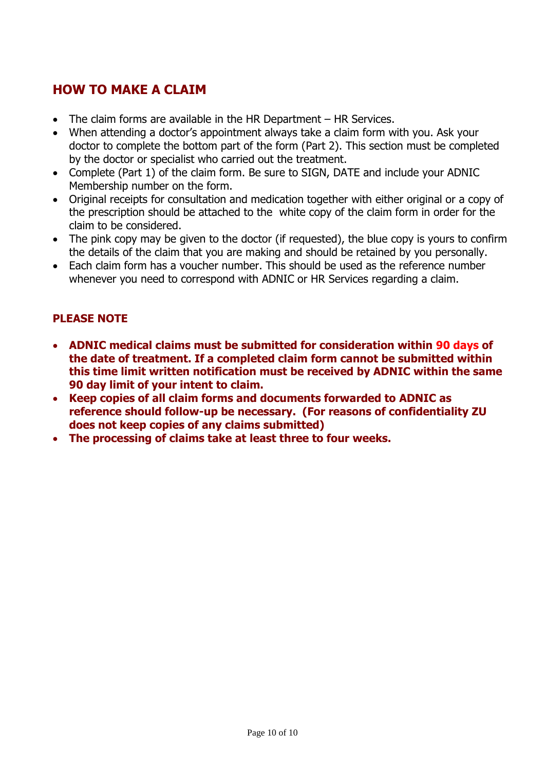## HOW TO MAKE A CLAIM

- The claim forms are available in the HR Department – HR Services.
- When attending a doctor's appointment always take a claim form with you. Ask your doctor to complete the bottom part of the form (Part 2). This section must be completed by the doctor or specialist who carried out the treatment.
- Complete (Part 1) of the claim form. Be sure to SIGN, DATE and include your ADNIC Membership number on the form.
- Original receipts for consultation and medication together with either original or a copy of the prescription should be attached to the white copy of the claim form in order for the claim to be considered.
- The pink copy may be given to the doctor (if requested), the blue copy is yours to confirm the details of the claim that you are making and should be retained by you personally.
- Each claim form has a voucher number. This should be used as the reference number whenever you need to correspond with ADNIC or HR Services regarding a claim.

**PLEASE NOTE**

- **ADNIC medical claims must be submitted for consideration within 90 days of the date of treatment. If a completed claim form cannot be submitted within this time limit written notification must be received by ADNIC within the same 90 day limit of your intent to claim.**
- **Keep copies of all claim forms and documents forwarded to ADNIC as reference should follow-up be necessary. (For reasons of confidentiality ZU does not keep copies of any claims submitted)**
- **The processing of claims take at least three to four weeks.**